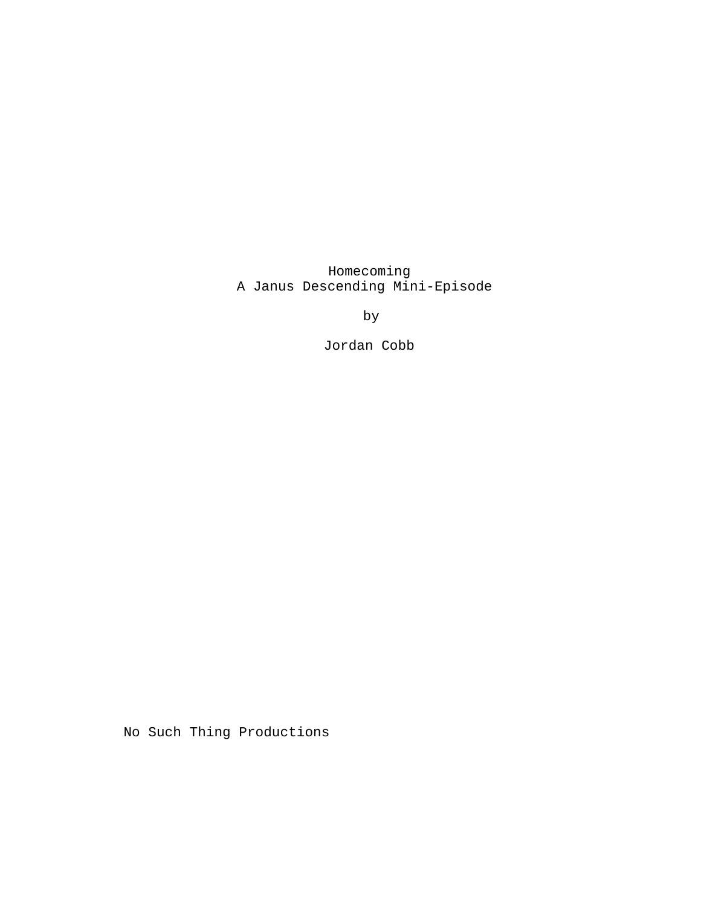# Homecoming

A Janus Descending Mini-Episode

by

Jordan Cobb

No Such Thing Productions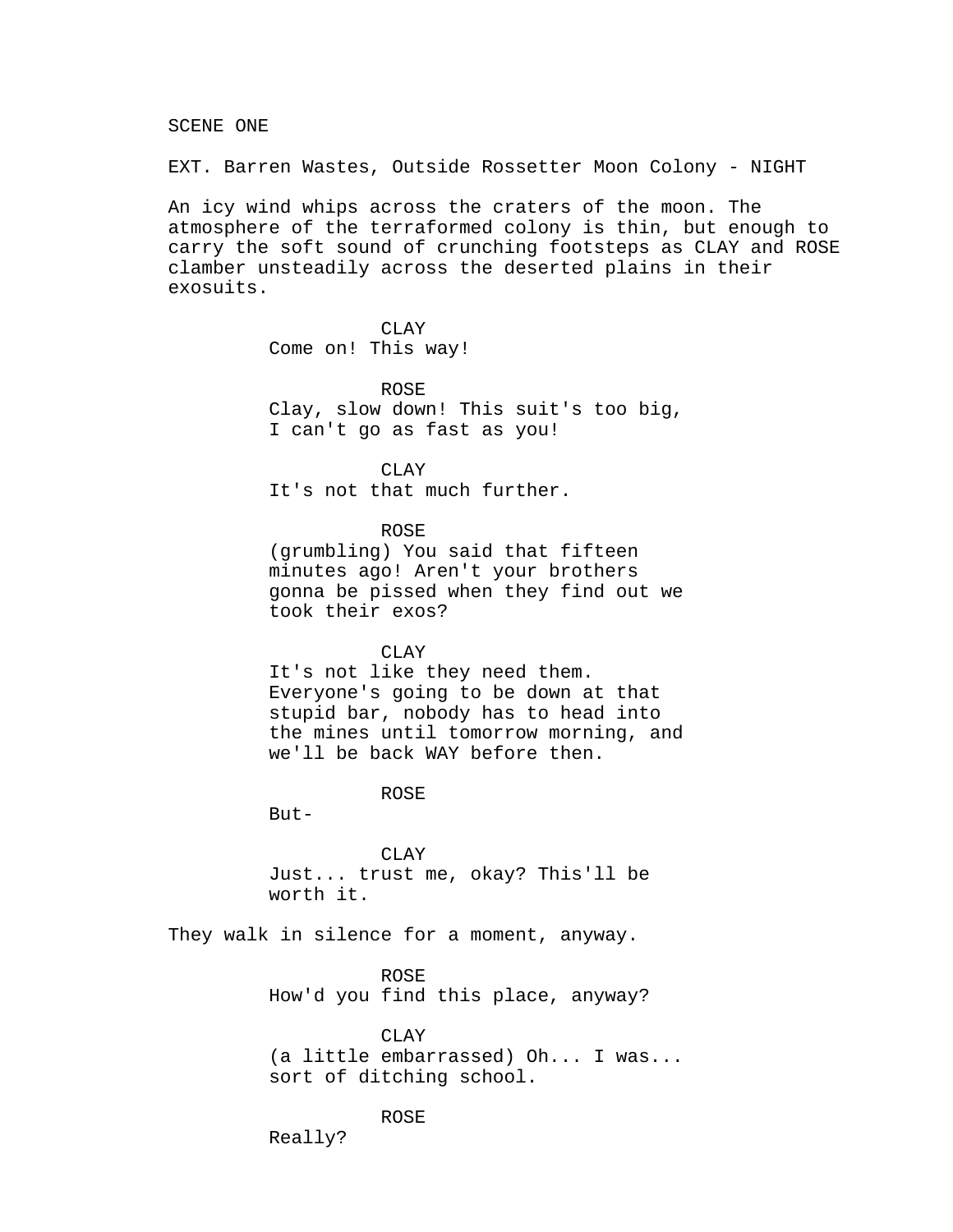SCENE ONE

EXT. Barren Wastes, Outside Rossetter Moon Colony - NIGHT

An icy wind whips across the craters of the moon. The atmosphere of the terraformed colony is thin, but enough to carry the soft sound of crunching footsteps as CLAY and ROSE clamber unsteadily across the deserted plains in their exosuits.

CLAY
Come on! This way!

ROSE
Clay, slow down! This suit's too big, I can't go as fast as you!

CLAY
It's not that much further.

ROSE
(grumbling) You said that fifteen minutes ago! Aren't your brothers gonna be pissed when they find out we took their exos?

CLAY
It's not like they need them. Everyone's going to be down at that stupid bar, nobody has to head into the mines until tomorrow morning, and we'll be back WAY before then.

ROSE
But-

CLAY
Just... trust me, okay? This'll be worth it.

They walk in silence for a moment, anyway.

ROSE
How'd you find this place, anyway?

CLAY
(a little embarrassed) Oh... I was... sort of ditching school.

ROSE
Really?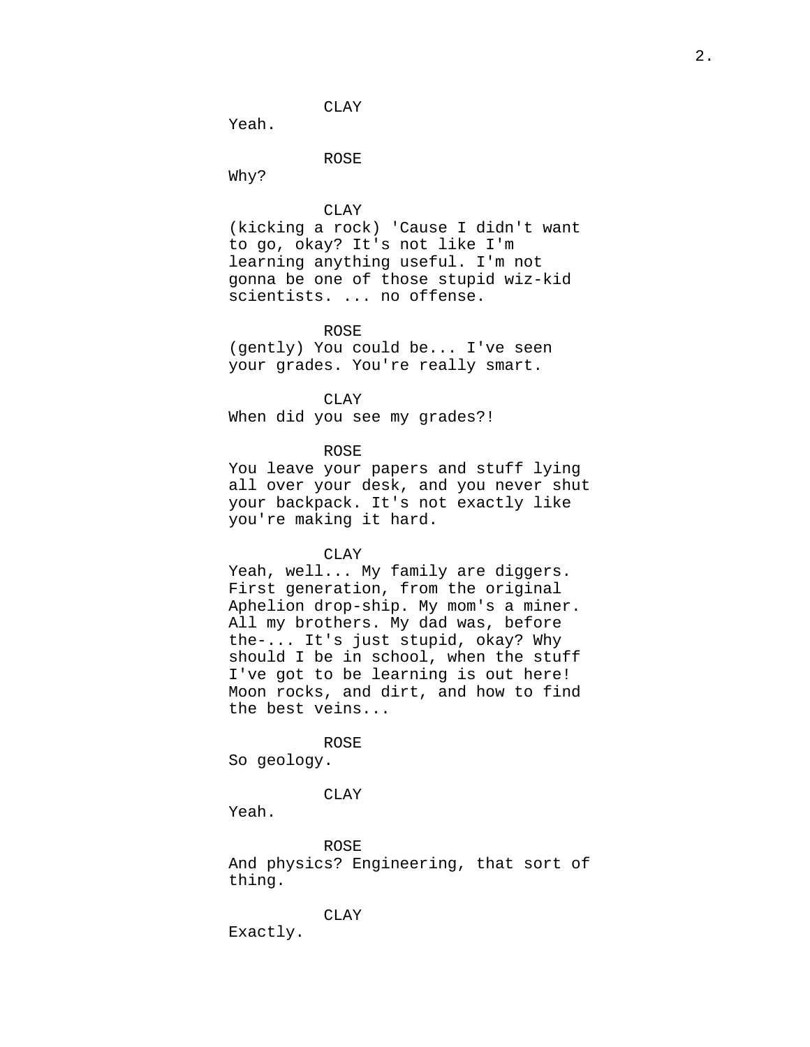CLAY

Yeah.

ROSE

Why?

CLAY

(kicking a rock) 'Cause I didn't want to go, okay? It's not like I'm learning anything useful. I'm not gonna be one of those stupid wiz-kid scientists. ... no offense.

ROSE

(gently) You could be... I've seen your grades. You're really smart.

CLAY

When did you see my grades?!

ROSE

You leave your papers and stuff lying all over your desk, and you never shut your backpack. It's not exactly like you're making it hard.

CLAY

Yeah, well... My family are diggers. First generation, from the original Aphelion drop-ship. My mom's a miner. All my brothers. My dad was, before the-... It's just stupid, okay? Why should I be in school, when the stuff I've got to be learning is out here! Moon rocks, and dirt, and how to find the best veins...

ROSE

So geology.

CLAY

Yeah.

ROSE

And physics? Engineering, that sort of thing.

CLAY

Exactly.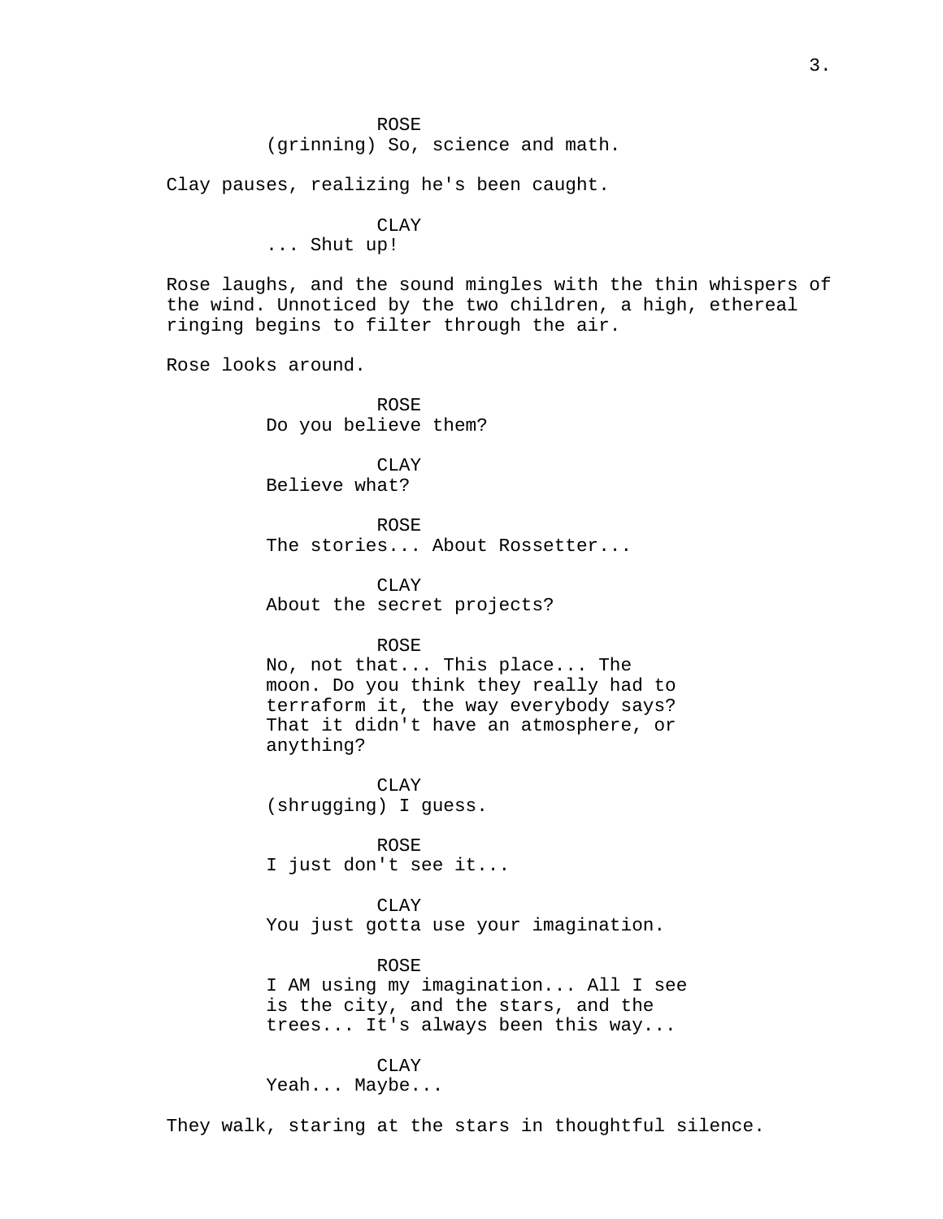ROSE
(grinning) So, science and math.

Clay pauses, realizing he's been caught.

CLAY
... Shut up!

Rose laughs, and the sound mingles with the thin whispers of the wind. Unnoticed by the two children, a high, ethereal ringing begins to filter through the air.

Rose looks around.

ROSE
Do you believe them?

CLAY
Believe what?

ROSE
The stories... About Rossetter...

CLAY
About the secret projects?

ROSE
No, not that... This place... The moon. Do you think they really had to terraform it, the way everybody says? That it didn't have an atmosphere, or anything?

CLAY
(shrugging) I guess.

ROSE
I just don't see it...

CLAY
You just gotta use your imagination.

ROSE
I AM using my imagination... All I see is the city, and the stars, and the trees... It's always been this way...

CLAY
Yeah... Maybe...

They walk, staring at the stars in thoughtful silence.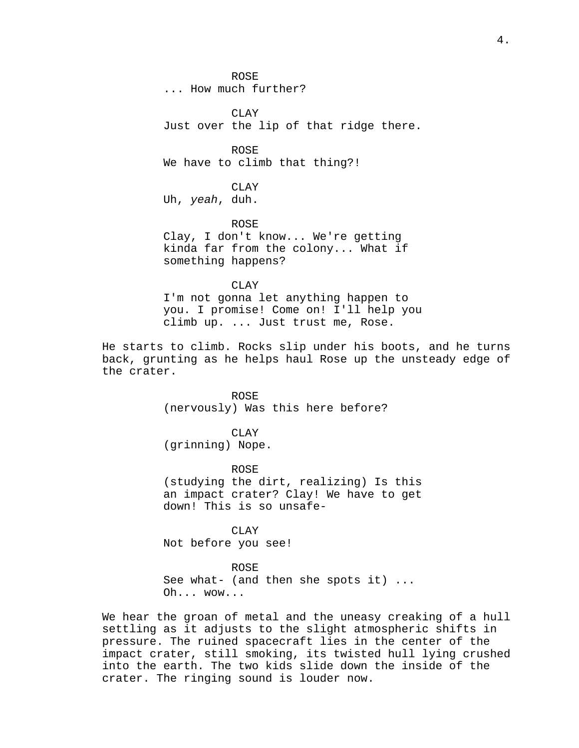ROSE
... How much further?

CLAY
Just over the lip of that ridge there.

ROSE
We have to climb that thing?!

CLAY
Uh, *yeah*, duh.

ROSE
Clay, I don't know... We're getting kinda far from the colony... What if something happens?

CLAY
I'm not gonna let anything happen to you. I promise! Come on! I'll help you climb up. ... Just trust me, Rose.

He starts to climb. Rocks slip under his boots, and he turns back, grunting as he helps haul Rose up the unsteady edge of the crater.

ROSE
(nervously) Was this here before?

CLAY
(grinning) Nope.

ROSE
(studying the dirt, realizing) Is this an impact crater? Clay! We have to get down! This is so unsafe-

CLAY
Not before you see!

ROSE
See what- (and then she spots it) ... Oh... wow...

We hear the groan of metal and the uneasy creaking of a hull settling as it adjusts to the slight atmospheric shifts in pressure. The ruined spacecraft lies in the center of the impact crater, still smoking, its twisted hull lying crushed into the earth. The two kids slide down the inside of the crater. The ringing sound is louder now.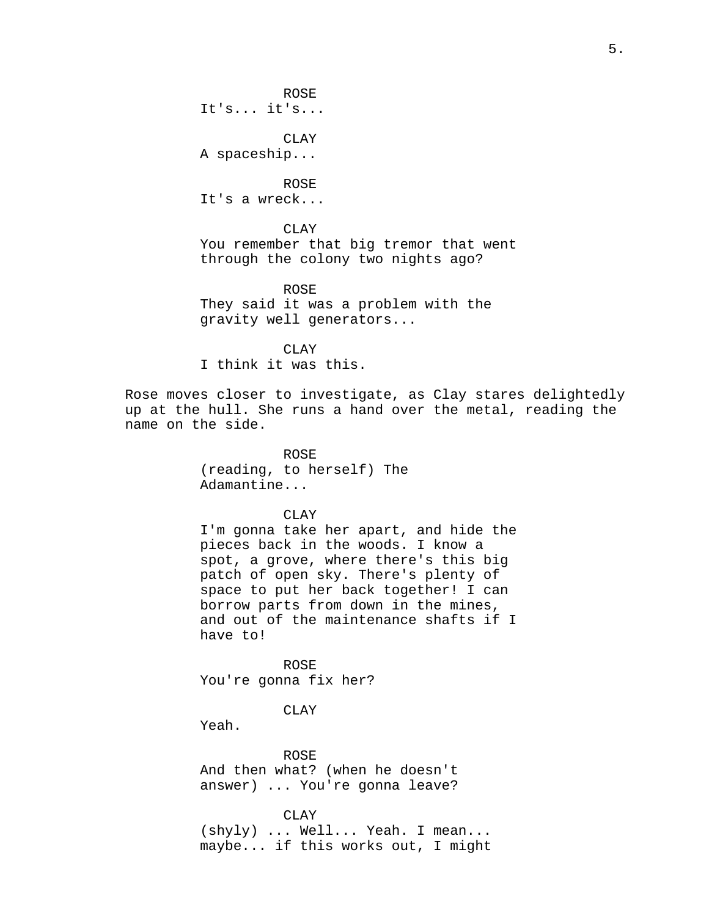ROSE
It's... it's...

CLAY
A spaceship...

ROSE
It's a wreck...

CLAY
You remember that big tremor that went through the colony two nights ago?

ROSE
They said it was a problem with the gravity well generators...

CLAY
I think it was this.

Rose moves closer to investigate, as Clay stares delightedly up at the hull. She runs a hand over the metal, reading the name on the side.

ROSE
(reading, to herself) The Adamantine...

CLAY
I'm gonna take her apart, and hide the pieces back in the woods. I know a spot, a grove, where there's this big patch of open sky. There's plenty of space to put her back together! I can borrow parts from down in the mines, and out of the maintenance shafts if I have to!

ROSE
You're gonna fix her?

CLAY
Yeah.

ROSE
And then what? (when he doesn't answer) ... You're gonna leave?

CLAY
(shyly) ... Well... Yeah. I mean... maybe... if this works out, I might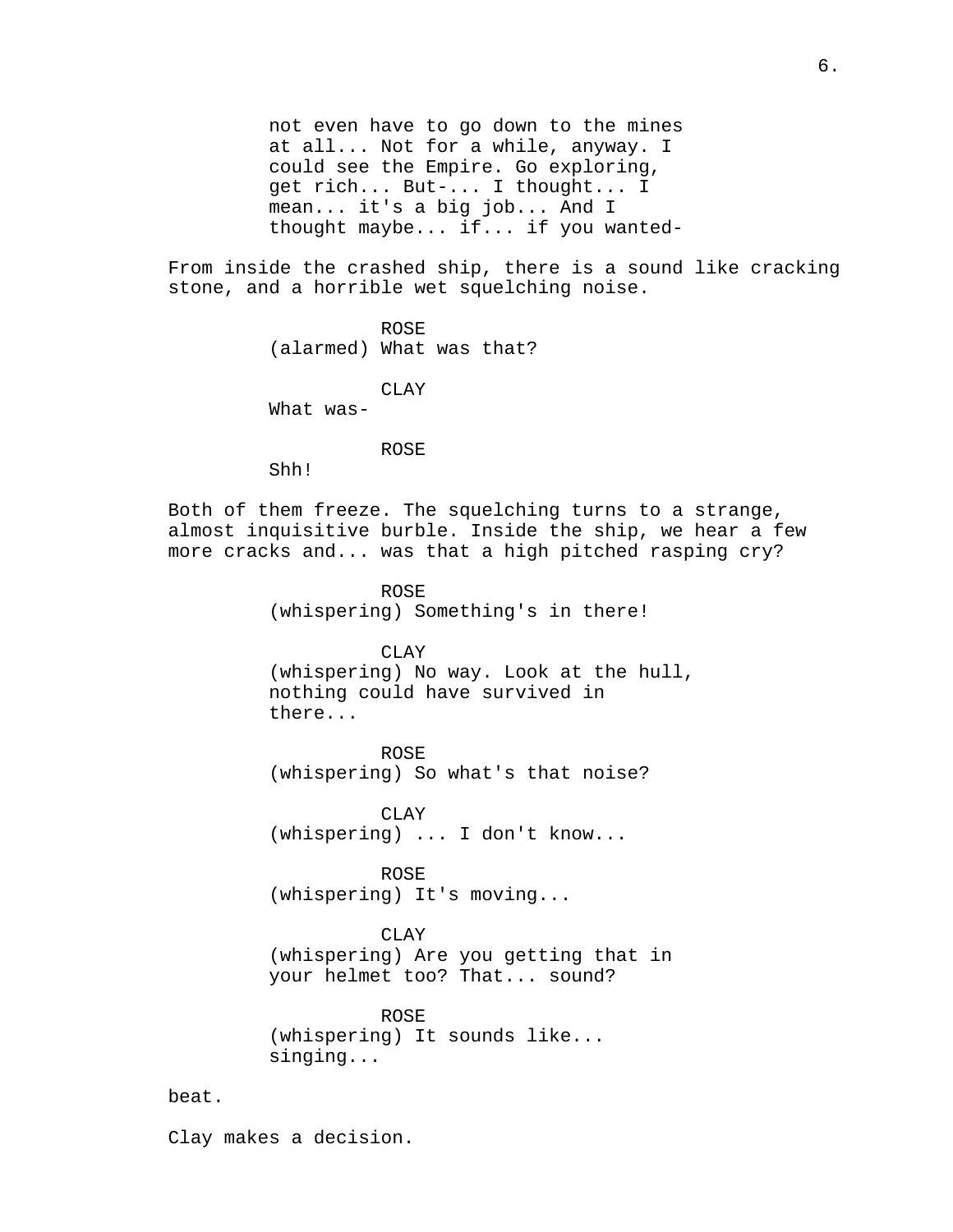not even have to go down to the mines at all... Not for a while, anyway. I could see the Empire. Go exploring, get rich... But-... I thought... I mean... it's a big job... And I thought maybe... if... if you wanted-

From inside the crashed ship, there is a sound like cracking stone, and a horrible wet squelching noise.

ROSE
(alarmed) What was that?

CLAY
What was-

ROSE
Shh!

Both of them freeze. The squelching turns to a strange, almost inquisitive burble. Inside the ship, we hear a few more cracks and... was that a high pitched rasping cry?

ROSE
(whispering) Something's in there!

CLAY
(whispering) No way. Look at the hull, nothing could have survived in there...

ROSE
(whispering) So what's that noise?

CLAY
(whispering) ... I don't know...

ROSE
(whispering) It's moving...

CLAY
(whispering) Are you getting that in your helmet too? That... sound?

ROSE
(whispering) It sounds like... singing...

beat.

Clay makes a decision.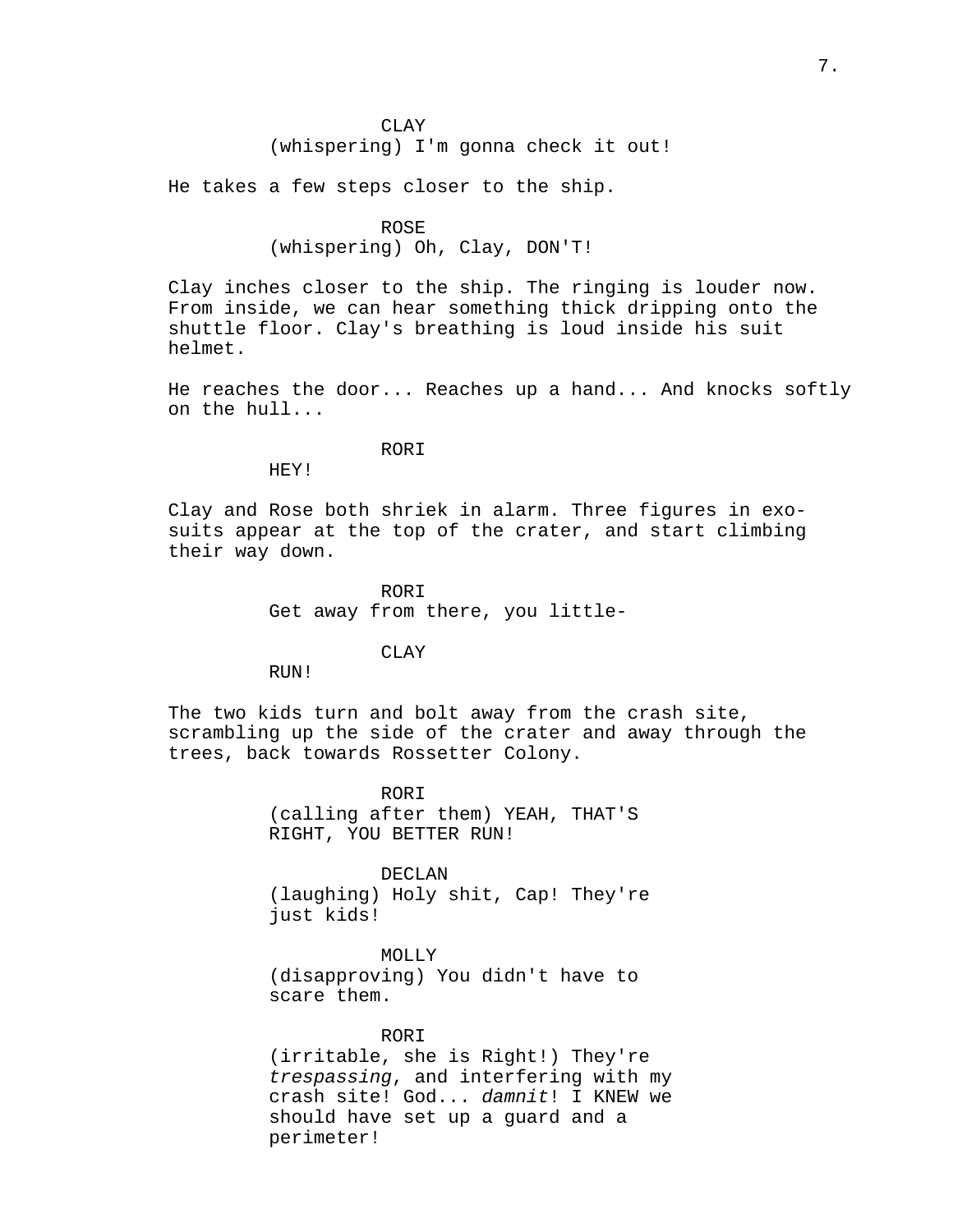CLAY
(whispering) I'm gonna check it out!

He takes a few steps closer to the ship.

ROSE
(whispering) Oh, Clay, DON'T!

Clay inches closer to the ship. The ringing is louder now. From inside, we can hear something thick dripping onto the shuttle floor. Clay's breathing is loud inside his suit helmet.

He reaches the door... Reaches up a hand... And knocks softly on the hull...

RORI
HEY!

Clay and Rose both shriek in alarm. Three figures in exo-suits appear at the top of the crater, and start climbing their way down.

RORI
Get away from there, you little-

CLAY
RUN!

The two kids turn and bolt away from the crash site, scrambling up the side of the crater and away through the trees, back towards Rossetter Colony.

RORI
(calling after them) YEAH, THAT'S RIGHT, YOU BETTER RUN!

DECLAN
(laughing) Holy shit, Cap! They're just kids!

MOLLY
(disapproving) You didn't have to scare them.

RORI
(irritable, she is Right!) They're *trespassing*, and interfering with my crash site! God... *damnit*! I KNEW we should have set up a guard and a perimeter!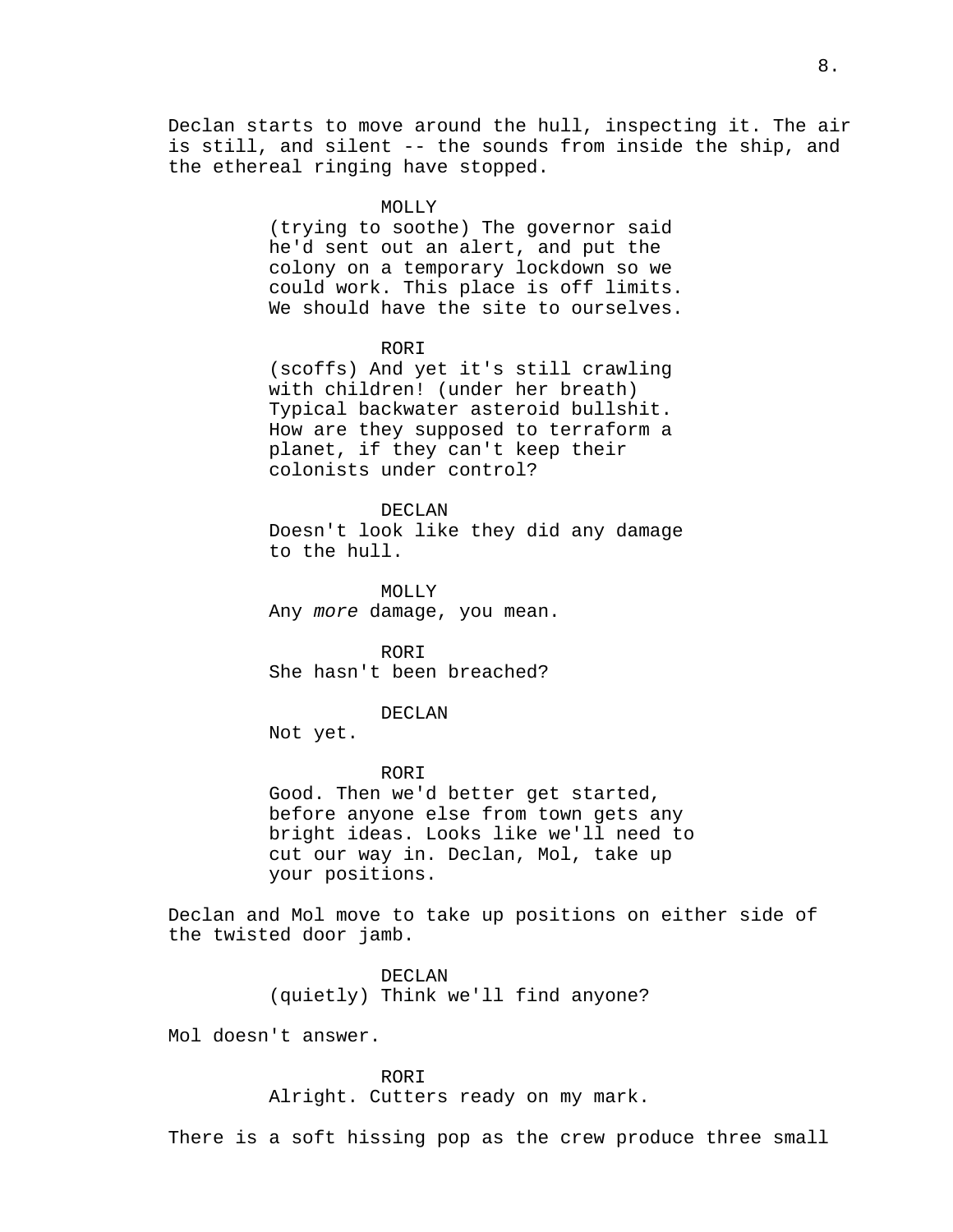Declan starts to move around the hull, inspecting it. The air is still, and silent -- the sounds from inside the ship, and the ethereal ringing have stopped.

MOLLY
(trying to soothe) The governor said he'd sent out an alert, and put the colony on a temporary lockdown so we could work. This place is off limits. We should have the site to ourselves.

RORI
(scoffs) And yet it's still crawling with children! (under her breath) Typical backwater asteroid bullshit. How are they supposed to terraform a planet, if they can't keep their colonists under control?

DECLAN
Doesn't look like they did any damage to the hull.

MOLLY
Any *more* damage, you mean.

RORI
She hasn't been breached?

DECLAN
Not yet.

RORI
Good. Then we'd better get started, before anyone else from town gets any bright ideas. Looks like we'll need to cut our way in. Declan, Mol, take up your positions.

Declan and Mol move to take up positions on either side of the twisted door jamb.

DECLAN
(quietly) Think we'll find anyone?

Mol doesn't answer.

RORI
Alright. Cutters ready on my mark.

There is a soft hissing pop as the crew produce three small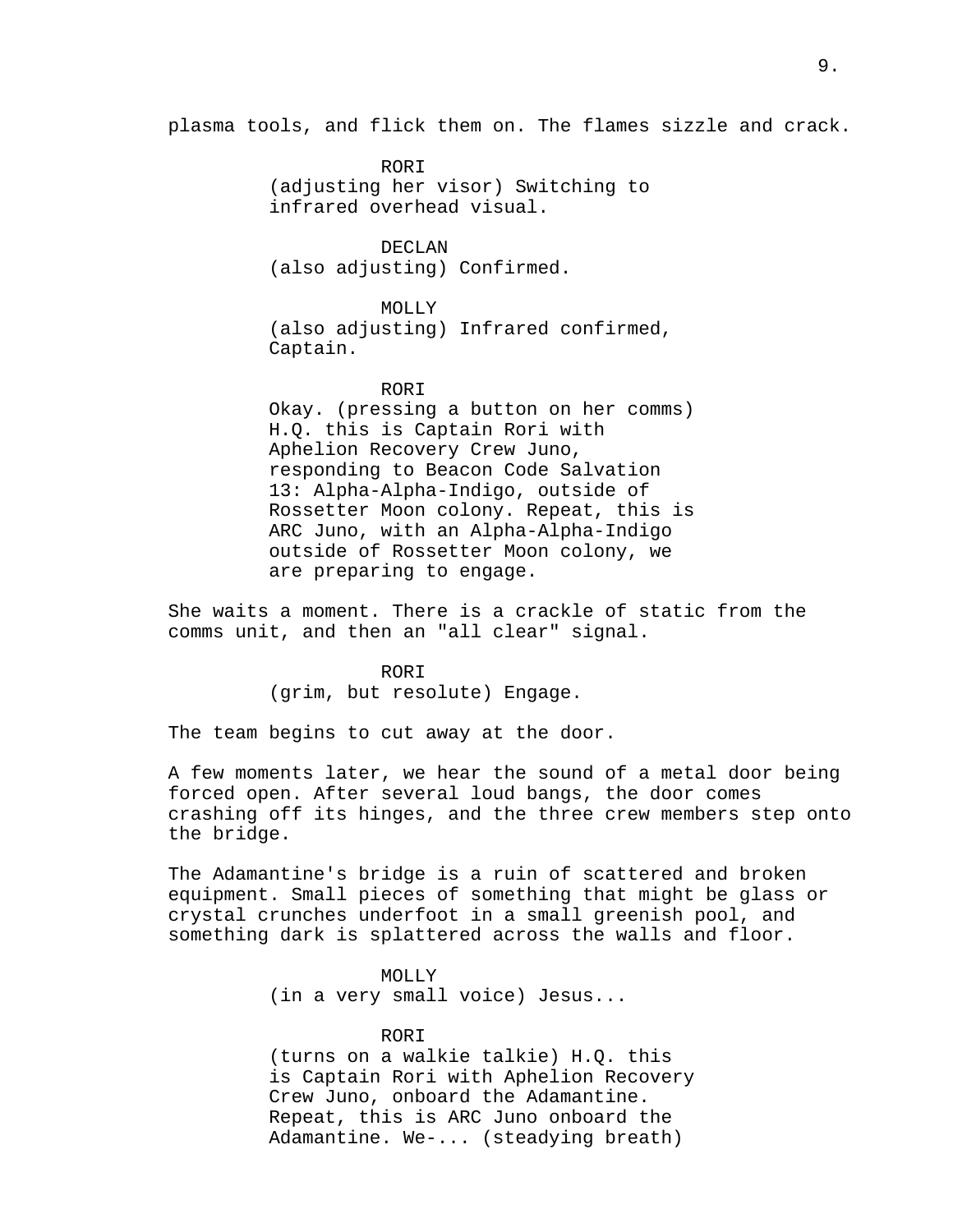plasma tools, and flick them on. The flames sizzle and crack.

RORI
(adjusting her visor) Switching to infrared overhead visual.

DECLAN
(also adjusting) Confirmed.

MOLLY
(also adjusting) Infrared confirmed, Captain.

RORI
Okay. (pressing a button on her comms) H.Q. this is Captain Rori with Aphelion Recovery Crew Juno, responding to Beacon Code Salvation 13: Alpha-Alpha-Indigo, outside of Rossetter Moon colony. Repeat, this is ARC Juno, with an Alpha-Alpha-Indigo outside of Rossetter Moon colony, we are preparing to engage.

She waits a moment. There is a crackle of static from the comms unit, and then an "all clear" signal.

RORI
(grim, but resolute) Engage.

The team begins to cut away at the door.

A few moments later, we hear the sound of a metal door being forced open. After several loud bangs, the door comes crashing off its hinges, and the three crew members step onto the bridge.

The Adamantine's bridge is a ruin of scattered and broken equipment. Small pieces of something that might be glass or crystal crunches underfoot in a small greenish pool, and something dark is splattered across the walls and floor.

MOLLY
(in a very small voice) Jesus...

RORI
(turns on a walkie talkie) H.Q. this is Captain Rori with Aphelion Recovery Crew Juno, onboard the Adamantine. Repeat, this is ARC Juno onboard the Adamantine. We-... (steadying breath)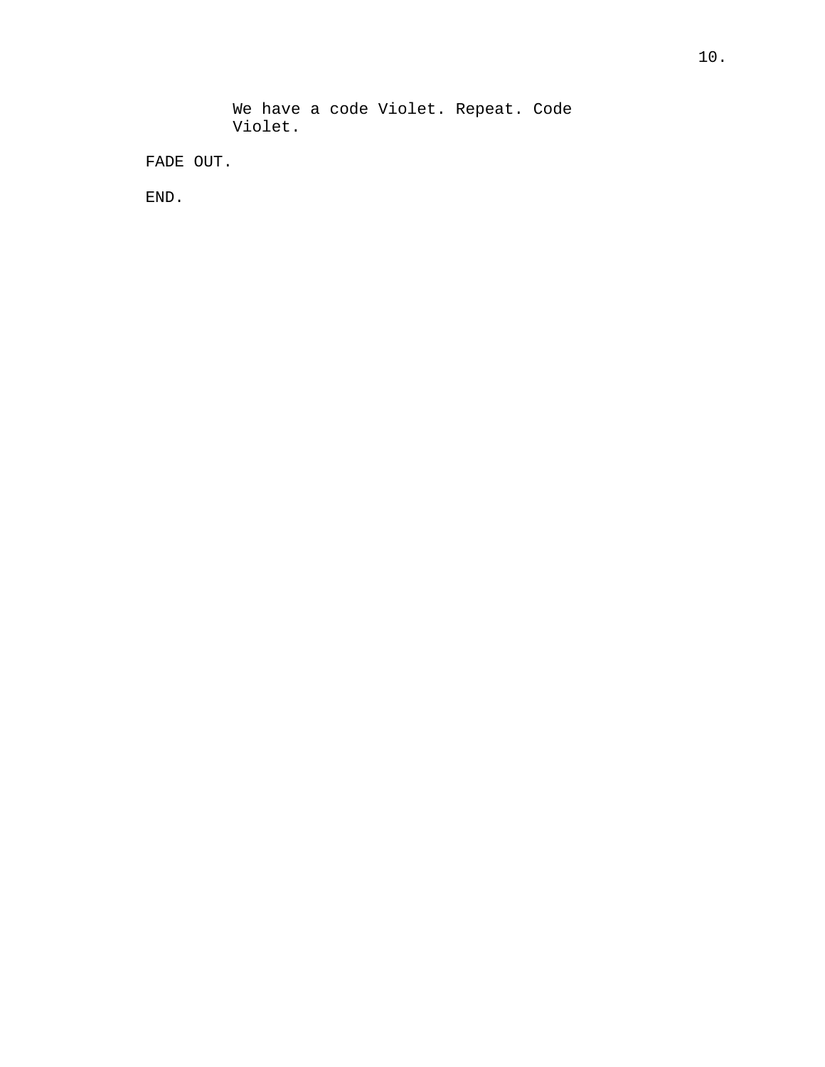We have a code Violet. Repeat. Code Violet.

FADE OUT.

END.